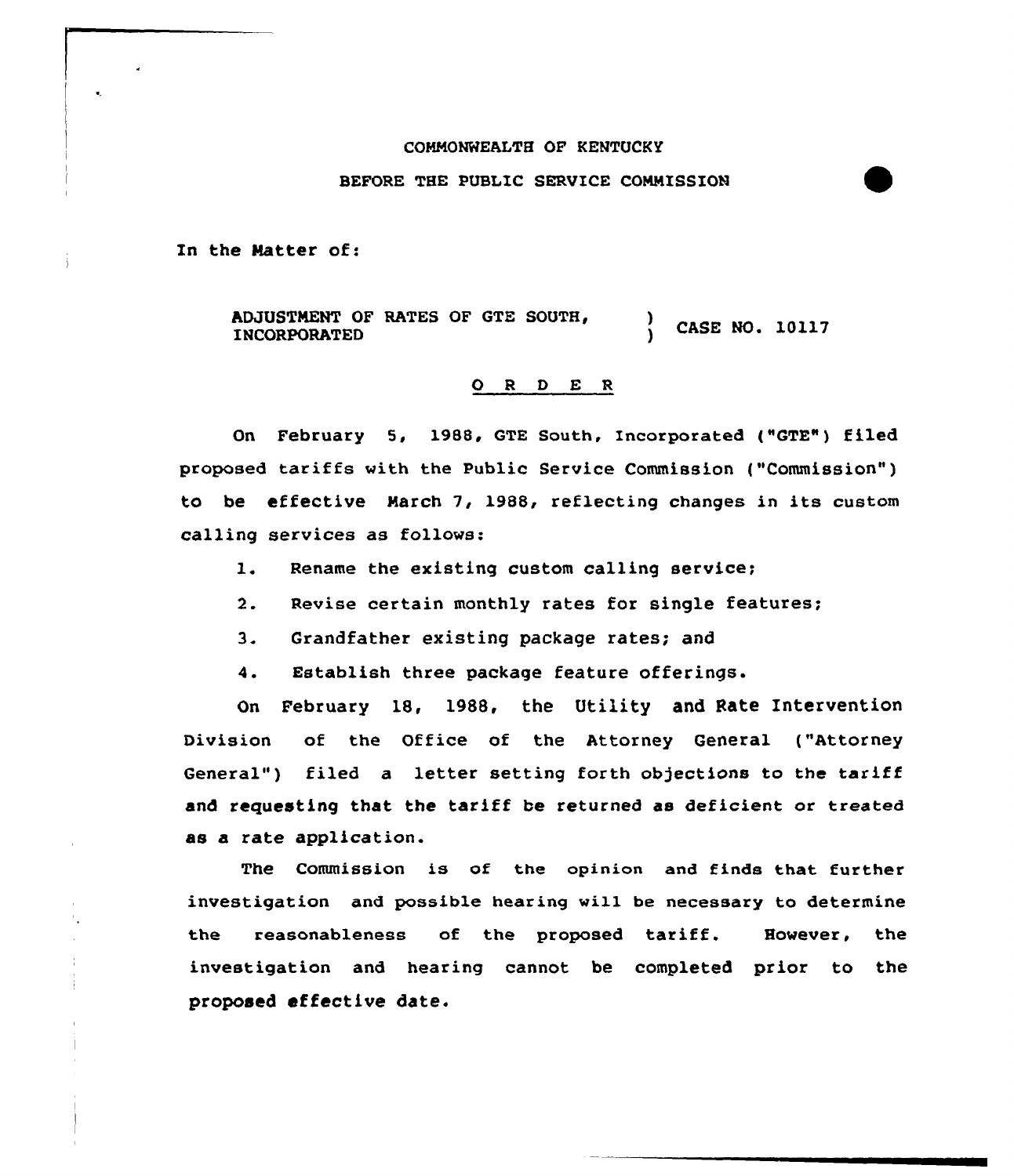COMMONWEALTH OF KENTUCKY

BEFORE THE PUBLIC SERVICE COMMISSION

In the Matter of:

ADJUSTMENT OF RATES OF GTE SOUTH, INCORPORATED ) CASE NO. 10117

## O R D E R

On February 5, 1988, GTE South, Incorporated ("GTE") filed proposed tariffs with the Public Service Commission ("Commission") to be effective March 7, 1988, reflecting changes in its custom calling services as follows:

1. Rename the existing custom calling service;
2. Revise certain monthly rates for single features;
3. Grandfather existing package rates; and
4. Establish three package feature offerings.

On February 18, 1988, the Utility and Rate Intervention Division of the Office of the Attorney General ("Attorney General") filed a letter setting forth objections to the tariff and requesting that the tariff be returned as deficient or treated as a rate application.

The Commission is of the opinion and finds that further investigation and possible hearing will be necessary to determine the reasonableness of the proposed tariff. However, the investigation and hearing cannot be completed prior to the proposed effective date.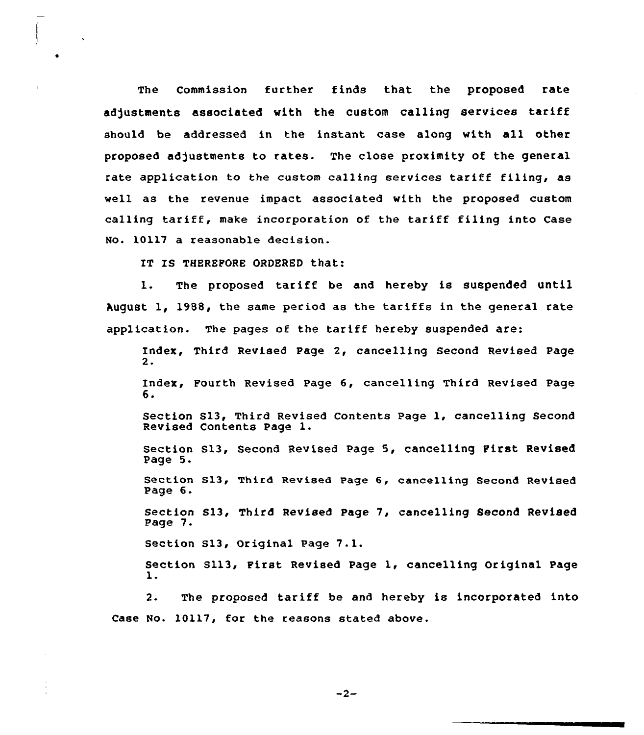The Commission further finds that the proposed rate adjustments associated with the custom calling services tariff should be addressed in the instant case along with all other proposed adjustments to rates. The close proximity of the general rate application to the custom calling services tariff filing, as well as the revenue impact associated with the proposed custom calling tariff, make incorporation of the tariff filing into Case No. 10117 a reasonable decision.

IT IS THEREFORE ORDERED that:

1. The proposed tariff be and hereby is suspended until August 1, 1988, the same period as the tariffs in the general rate application. The pages of the tariff hereby suspended are:

   Index, Third Revised Page 2, cancelling Second Revised Page 2.

   Index, Fourth Revised Page 6, cancelling Third Revised Page 6.

   Section S13, Third Revised Contents Page 1, cancelling Second Revised Contents Page 1.

   Section S13, Second Revised Page 5, cancelling First Revised Page 5.

   Section S13, Third Revised Page 6, cancelling Second Revised Page 6.

   Section S13, Third Revised Page 7, cancelling Second Revised Page 7.

   Section S13, Original Page 7.1.

   Section S113, First Revised Page 1, cancelling Original Page 1.

2. The proposed tariff be and hereby is incorporated into Case No. 10117, for the reasons stated above.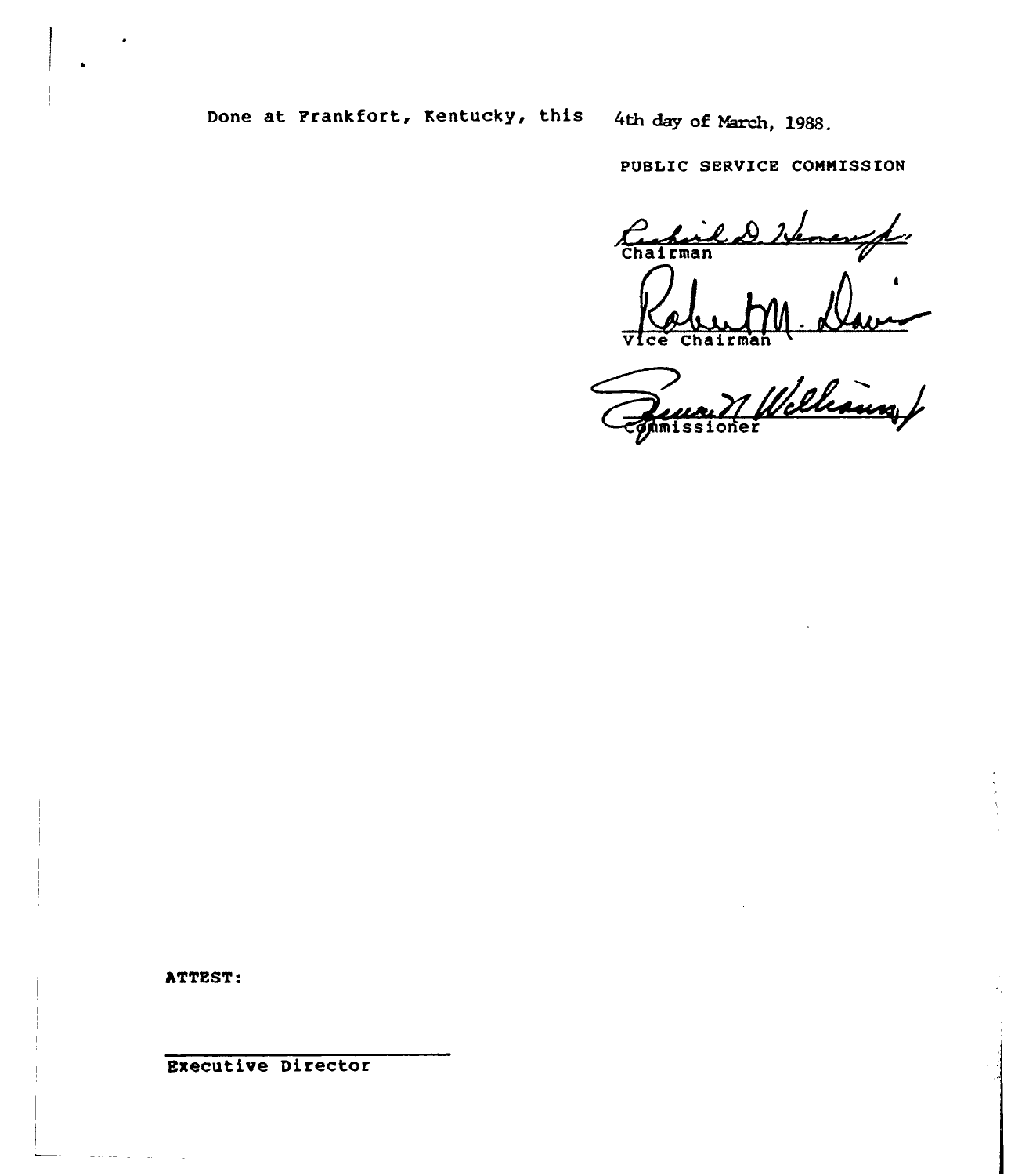Done at Frankfort, Kentucky, this 4th day of March, 1988.

PUBLIC SERVICE COMMISSION

Chairman

Vice Chairman

Commissioner

ATTEST:

Executive Director